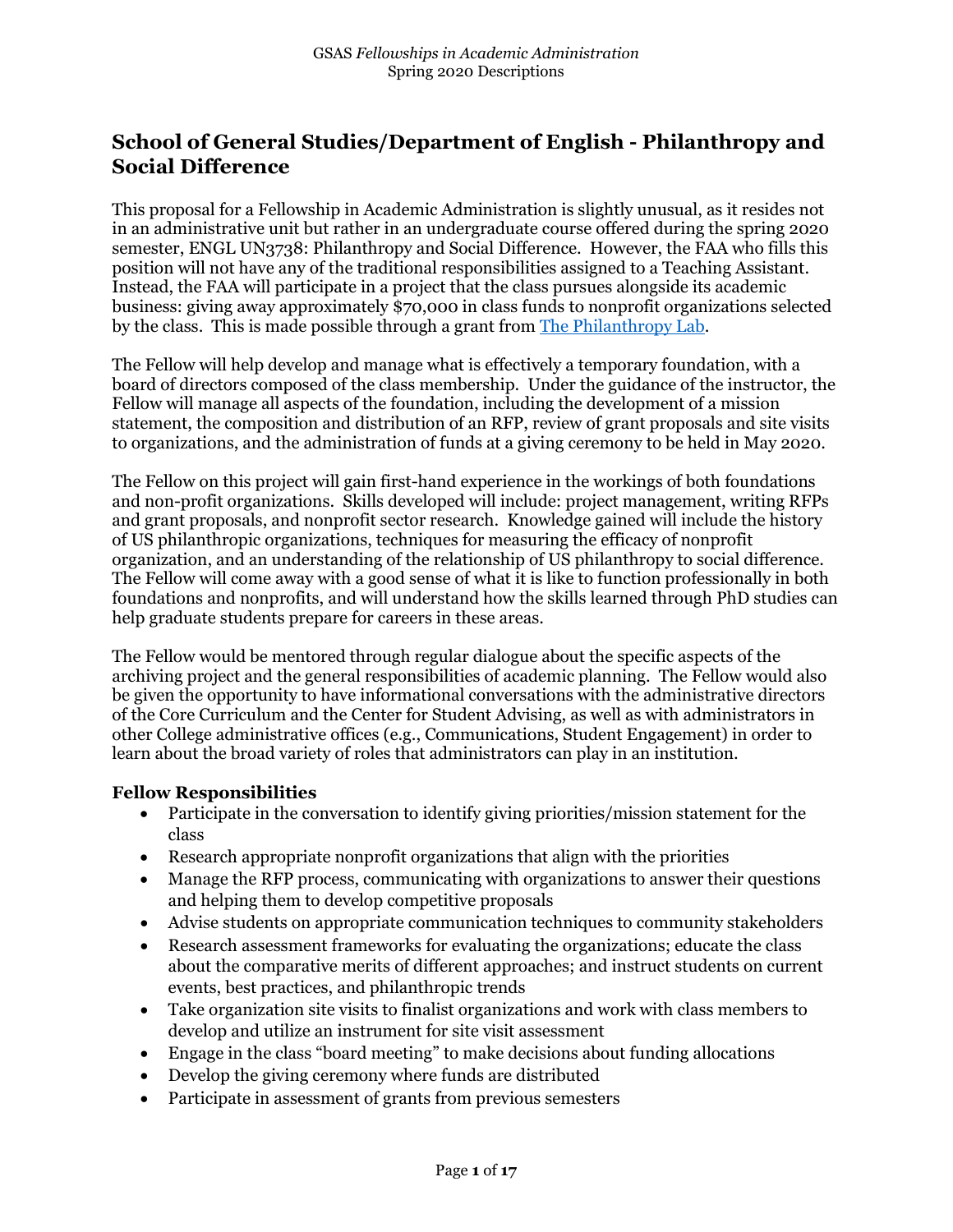## School of General Studies/Department of English - Philanthropy and Social Difference

This proposal for a Fellowship in Academic Administration is slightly unusual, as it resides not in an administrative unit but rather in an undergraduate course offered during the spring 2020 semester, ENGL UN3738: Philanthropy and Social Difference. However, the FAA who fills this position will not have any of the traditional responsibilities assigned to a Teaching Assistant. Instead, the FAA will participate in a project that the class pursues alongside its academic business: giving away approximately $70,000 in class funds to nonprofit organizations selected by the class. This is made possible through a grant from [The Philanthropy Lab](The Philanthropy Lab).

The Fellow will help develop and manage what is effectively a temporary foundation, with a board of directors composed of the class membership. Under the guidance of the instructor, the Fellow will manage all aspects of the foundation, including the development of a mission statement, the composition and distribution of an RFP, review of grant proposals and site visits to organizations, and the administration of funds at a giving ceremony to be held in May 2020.

The Fellow on this project will gain first-hand experience in the workings of both foundations and non-profit organizations. Skills developed will include: project management, writing RFPs and grant proposals, and nonprofit sector research. Knowledge gained will include the history of US philanthropic organizations, techniques for measuring the efficacy of nonprofit organization, and an understanding of the relationship of US philanthropy to social difference. The Fellow will come away with a good sense of what it is like to function professionally in both foundations and nonprofits, and will understand how the skills learned through PhD studies can help graduate students prepare for careers in these areas.

The Fellow would be mentored through regular dialogue about the specific aspects of the archiving project and the general responsibilities of academic planning. The Fellow would also be given the opportunity to have informational conversations with the administrative directors of the Core Curriculum and the Center for Student Advising, as well as with administrators in other College administrative offices (e.g., Communications, Student Engagement) in order to learn about the broad variety of roles that administrators can play in an institution.

### Fellow Responsibilities

- Participate in the conversation to identify giving priorities/mission statement for the class
- Research appropriate nonprofit organizations that align with the priorities
- Manage the RFP process, communicating with organizations to answer their questions and helping them to develop competitive proposals
- Advise students on appropriate communication techniques to community stakeholders
- Research assessment frameworks for evaluating the organizations; educate the class about the comparative merits of different approaches; and instruct students on current events, best practices, and philanthropic trends
- Take organization site visits to finalist organizations and work with class members to develop and utilize an instrument for site visit assessment
- Engage in the class "board meeting" to make decisions about funding allocations
- Develop the giving ceremony where funds are distributed
- Participate in assessment of grants from previous semesters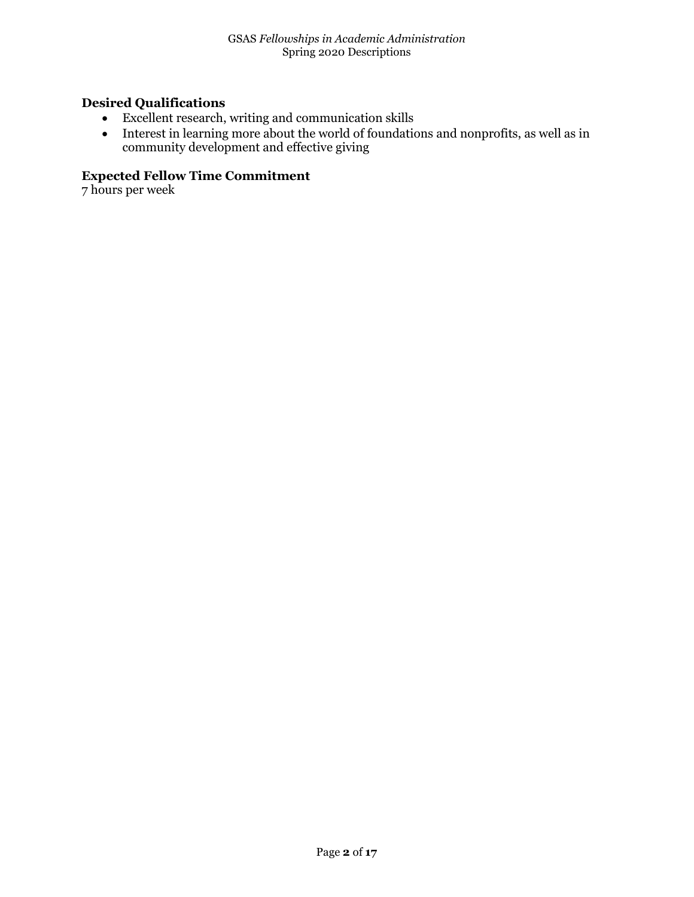**Desired Qualifications**

- Excellent research, writing and communication skills
- Interest in learning more about the world of foundations and nonprofits, as well as in community development and effective giving

**Expected Fellow Time Commitment**

7 hours per week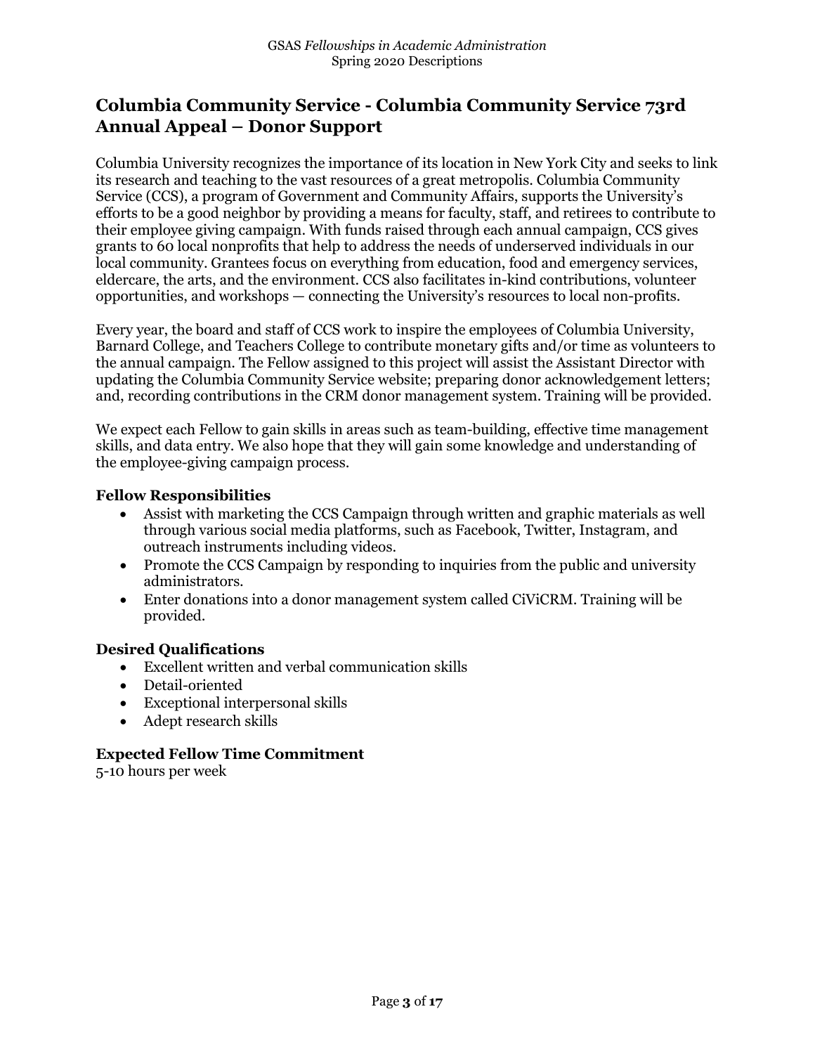## Columbia Community Service - Columbia Community Service 73rd Annual Appeal – Donor Support

Columbia University recognizes the importance of its location in New York City and seeks to link its research and teaching to the vast resources of a great metropolis. Columbia Community Service (CCS), a program of Government and Community Affairs, supports the University's efforts to be a good neighbor by providing a means for faculty, staff, and retirees to contribute to their employee giving campaign. With funds raised through each annual campaign, CCS gives grants to 60 local nonprofits that help to address the needs of underserved individuals in our local community. Grantees focus on everything from education, food and emergency services, eldercare, the arts, and the environment. CCS also facilitates in-kind contributions, volunteer opportunities, and workshops — connecting the University's resources to local non-profits.

Every year, the board and staff of CCS work to inspire the employees of Columbia University, Barnard College, and Teachers College to contribute monetary gifts and/or time as volunteers to the annual campaign. The Fellow assigned to this project will assist the Assistant Director with updating the Columbia Community Service website; preparing donor acknowledgement letters; and, recording contributions in the CRM donor management system. Training will be provided.

We expect each Fellow to gain skills in areas such as team-building, effective time management skills, and data entry. We also hope that they will gain some knowledge and understanding of the employee-giving campaign process.

### Fellow Responsibilities

- Assist with marketing the CCS Campaign through written and graphic materials as well through various social media platforms, such as Facebook, Twitter, Instagram, and outreach instruments including videos.
- Promote the CCS Campaign by responding to inquiries from the public and university administrators.
- Enter donations into a donor management system called CiViCRM. Training will be provided.

### Desired Qualifications

- Excellent written and verbal communication skills
- Detail-oriented
- Exceptional interpersonal skills
- Adept research skills

### Expected Fellow Time Commitment

5-10 hours per week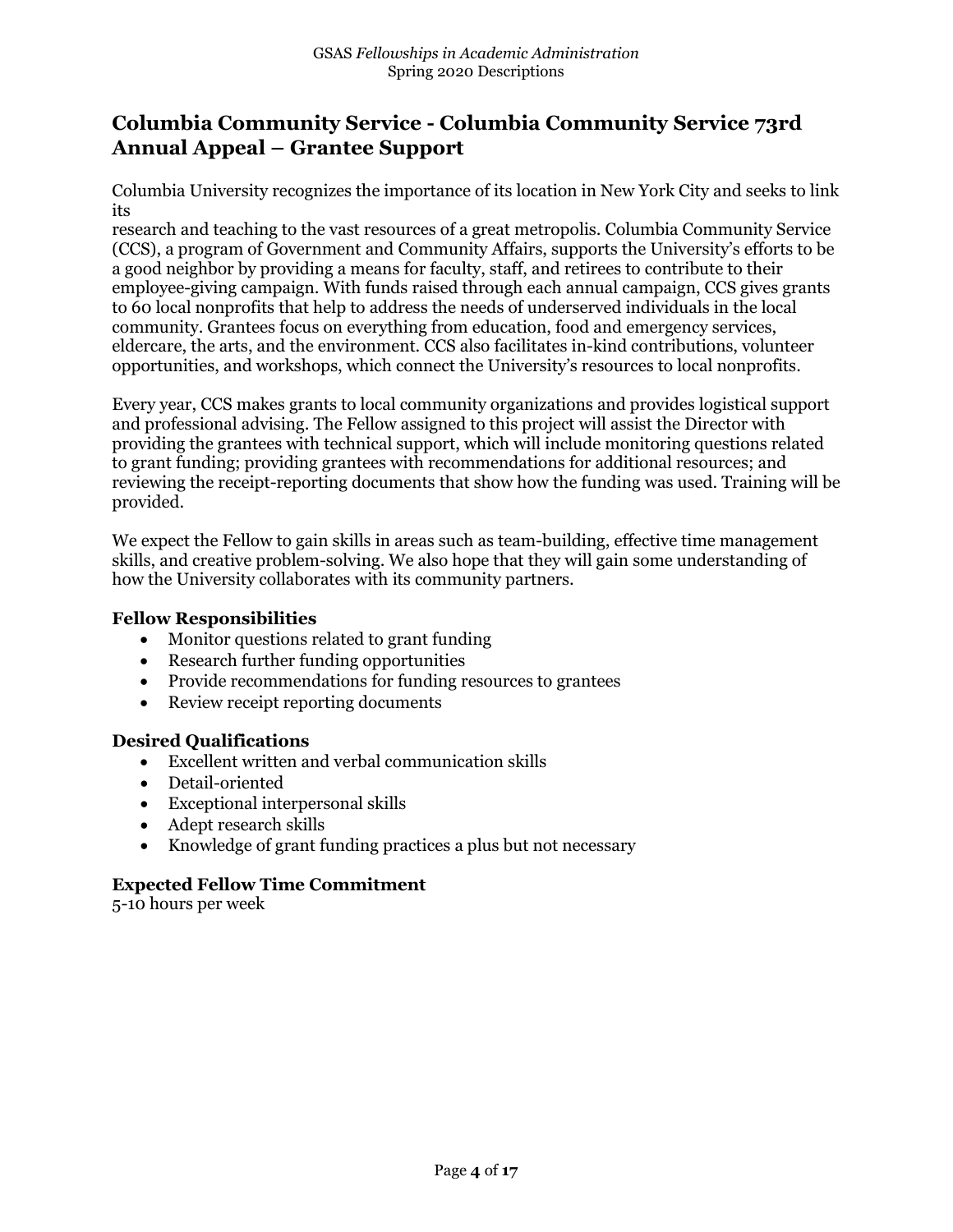## Columbia Community Service - Columbia Community Service 73rd Annual Appeal – Grantee Support

Columbia University recognizes the importance of its location in New York City and seeks to link its research and teaching to the vast resources of a great metropolis. Columbia Community Service (CCS), a program of Government and Community Affairs, supports the University's efforts to be a good neighbor by providing a means for faculty, staff, and retirees to contribute to their employee-giving campaign. With funds raised through each annual campaign, CCS gives grants to 60 local nonprofits that help to address the needs of underserved individuals in the local community. Grantees focus on everything from education, food and emergency services, eldercare, the arts, and the environment. CCS also facilitates in-kind contributions, volunteer opportunities, and workshops, which connect the University's resources to local nonprofits.

Every year, CCS makes grants to local community organizations and provides logistical support and professional advising. The Fellow assigned to this project will assist the Director with providing the grantees with technical support, which will include monitoring questions related to grant funding; providing grantees with recommendations for additional resources; and reviewing the receipt-reporting documents that show how the funding was used. Training will be provided.

We expect the Fellow to gain skills in areas such as team-building, effective time management skills, and creative problem-solving. We also hope that they will gain some understanding of how the University collaborates with its community partners.

### Fellow Responsibilities

- Monitor questions related to grant funding
- Research further funding opportunities
- Provide recommendations for funding resources to grantees
- Review receipt reporting documents

### Desired Qualifications

- Excellent written and verbal communication skills
- Detail-oriented
- Exceptional interpersonal skills
- Adept research skills
- Knowledge of grant funding practices a plus but not necessary

### Expected Fellow Time Commitment

5-10 hours per week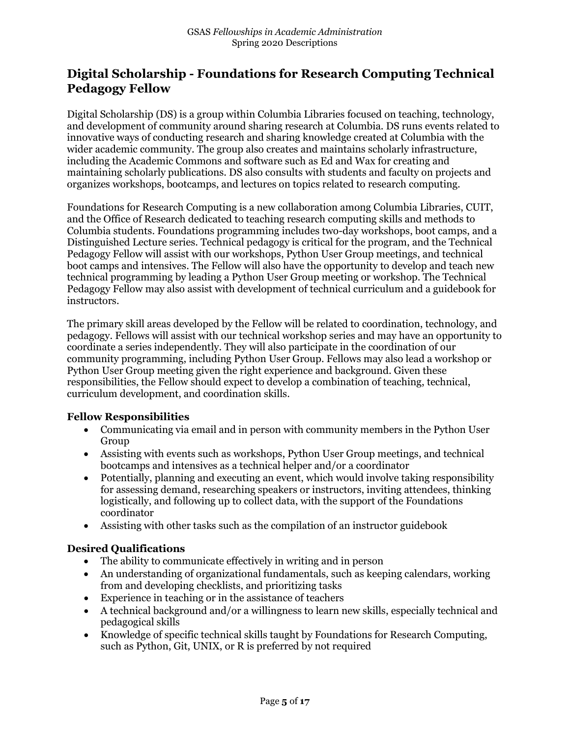## Digital Scholarship - Foundations for Research Computing Technical Pedagogy Fellow

Digital Scholarship (DS) is a group within Columbia Libraries focused on teaching, technology, and development of community around sharing research at Columbia. DS runs events related to innovative ways of conducting research and sharing knowledge created at Columbia with the wider academic community. The group also creates and maintains scholarly infrastructure, including the Academic Commons and software such as Ed and Wax for creating and maintaining scholarly publications. DS also consults with students and faculty on projects and organizes workshops, bootcamps, and lectures on topics related to research computing.

Foundations for Research Computing is a new collaboration among Columbia Libraries, CUIT, and the Office of Research dedicated to teaching research computing skills and methods to Columbia students. Foundations programming includes two-day workshops, boot camps, and a Distinguished Lecture series. Technical pedagogy is critical for the program, and the Technical Pedagogy Fellow will assist with our workshops, Python User Group meetings, and technical boot camps and intensives. The Fellow will also have the opportunity to develop and teach new technical programming by leading a Python User Group meeting or workshop. The Technical Pedagogy Fellow may also assist with development of technical curriculum and a guidebook for instructors.

The primary skill areas developed by the Fellow will be related to coordination, technology, and pedagogy. Fellows will assist with our technical workshop series and may have an opportunity to coordinate a series independently. They will also participate in the coordination of our community programming, including Python User Group. Fellows may also lead a workshop or Python User Group meeting given the right experience and background. Given these responsibilities, the Fellow should expect to develop a combination of teaching, technical, curriculum development, and coordination skills.

**Fellow Responsibilities**

- Communicating via email and in person with community members in the Python User Group
- Assisting with events such as workshops, Python User Group meetings, and technical bootcamps and intensives as a technical helper and/or a coordinator
- Potentially, planning and executing an event, which would involve taking responsibility for assessing demand, researching speakers or instructors, inviting attendees, thinking logistically, and following up to collect data, with the support of the Foundations coordinator
- Assisting with other tasks such as the compilation of an instructor guidebook

**Desired Qualifications**

- The ability to communicate effectively in writing and in person
- An understanding of organizational fundamentals, such as keeping calendars, working from and developing checklists, and prioritizing tasks
- Experience in teaching or in the assistance of teachers
- A technical background and/or a willingness to learn new skills, especially technical and pedagogical skills
- Knowledge of specific technical skills taught by Foundations for Research Computing, such as Python, Git, UNIX, or R is preferred by not required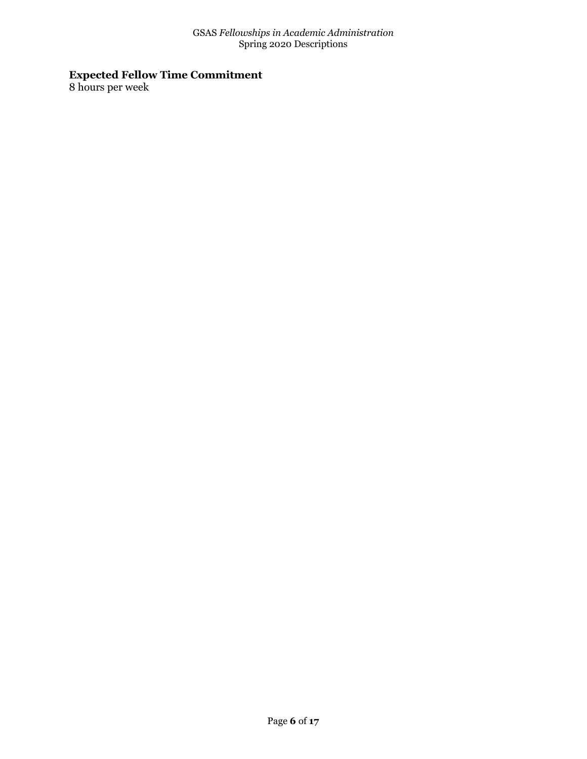**Expected Fellow Time Commitment**
8 hours per week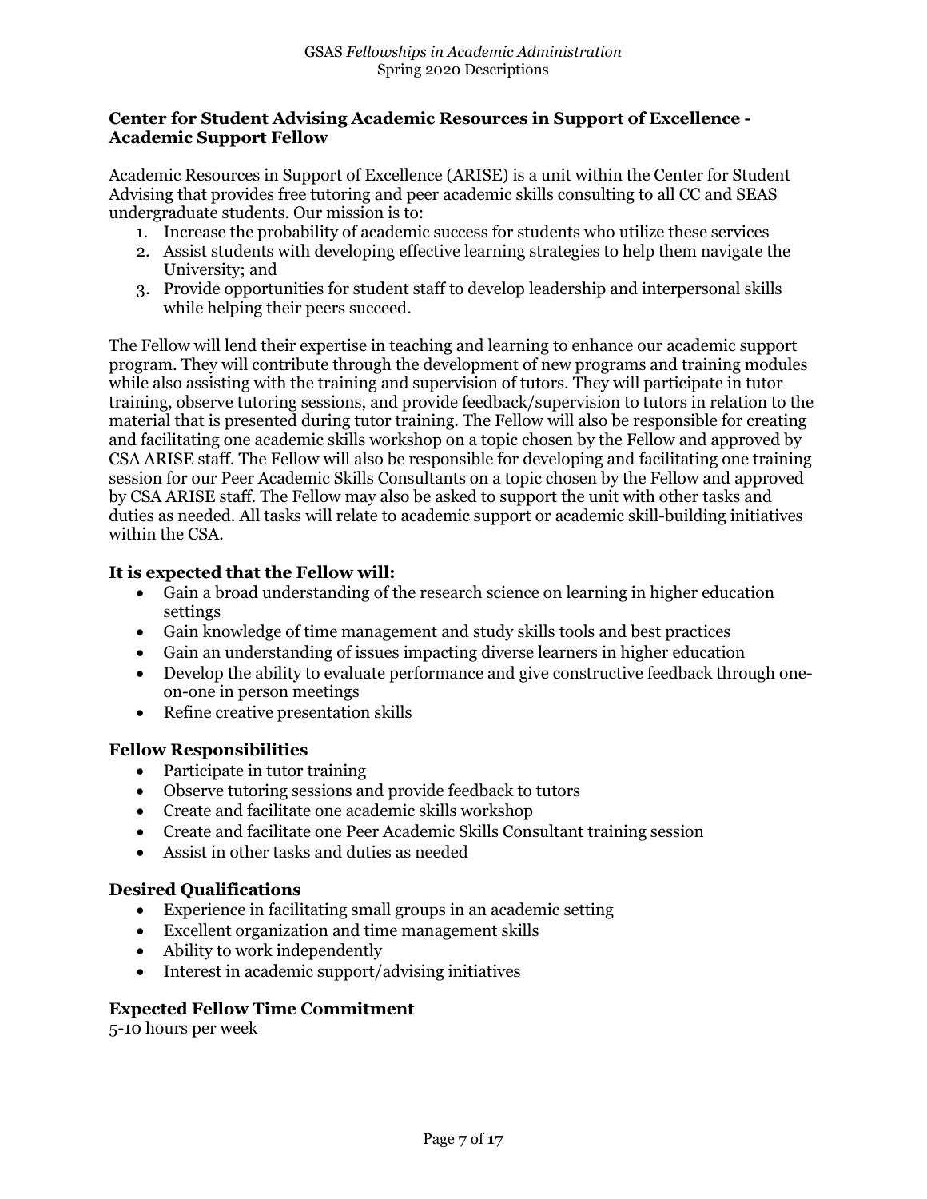### Center for Student Advising Academic Resources in Support of Excellence - Academic Support Fellow

Academic Resources in Support of Excellence (ARISE) is a unit within the Center for Student Advising that provides free tutoring and peer academic skills consulting to all CC and SEAS undergraduate students. Our mission is to:

1. Increase the probability of academic success for students who utilize these services
2. Assist students with developing effective learning strategies to help them navigate the University; and
3. Provide opportunities for student staff to develop leadership and interpersonal skills while helping their peers succeed.

The Fellow will lend their expertise in teaching and learning to enhance our academic support program. They will contribute through the development of new programs and training modules while also assisting with the training and supervision of tutors. They will participate in tutor training, observe tutoring sessions, and provide feedback/supervision to tutors in relation to the material that is presented during tutor training. The Fellow will also be responsible for creating and facilitating one academic skills workshop on a topic chosen by the Fellow and approved by CSA ARISE staff. The Fellow will also be responsible for developing and facilitating one training session for our Peer Academic Skills Consultants on a topic chosen by the Fellow and approved by CSA ARISE staff. The Fellow may also be asked to support the unit with other tasks and duties as needed. All tasks will relate to academic support or academic skill-building initiatives within the CSA.

#### It is expected that the Fellow will:

- Gain a broad understanding of the research science on learning in higher education settings
- Gain knowledge of time management and study skills tools and best practices
- Gain an understanding of issues impacting diverse learners in higher education
- Develop the ability to evaluate performance and give constructive feedback through one-on-one in person meetings
- Refine creative presentation skills

#### Fellow Responsibilities

- Participate in tutor training
- Observe tutoring sessions and provide feedback to tutors
- Create and facilitate one academic skills workshop
- Create and facilitate one Peer Academic Skills Consultant training session
- Assist in other tasks and duties as needed

#### Desired Qualifications

- Experience in facilitating small groups in an academic setting
- Excellent organization and time management skills
- Ability to work independently
- Interest in academic support/advising initiatives

#### Expected Fellow Time Commitment

5-10 hours per week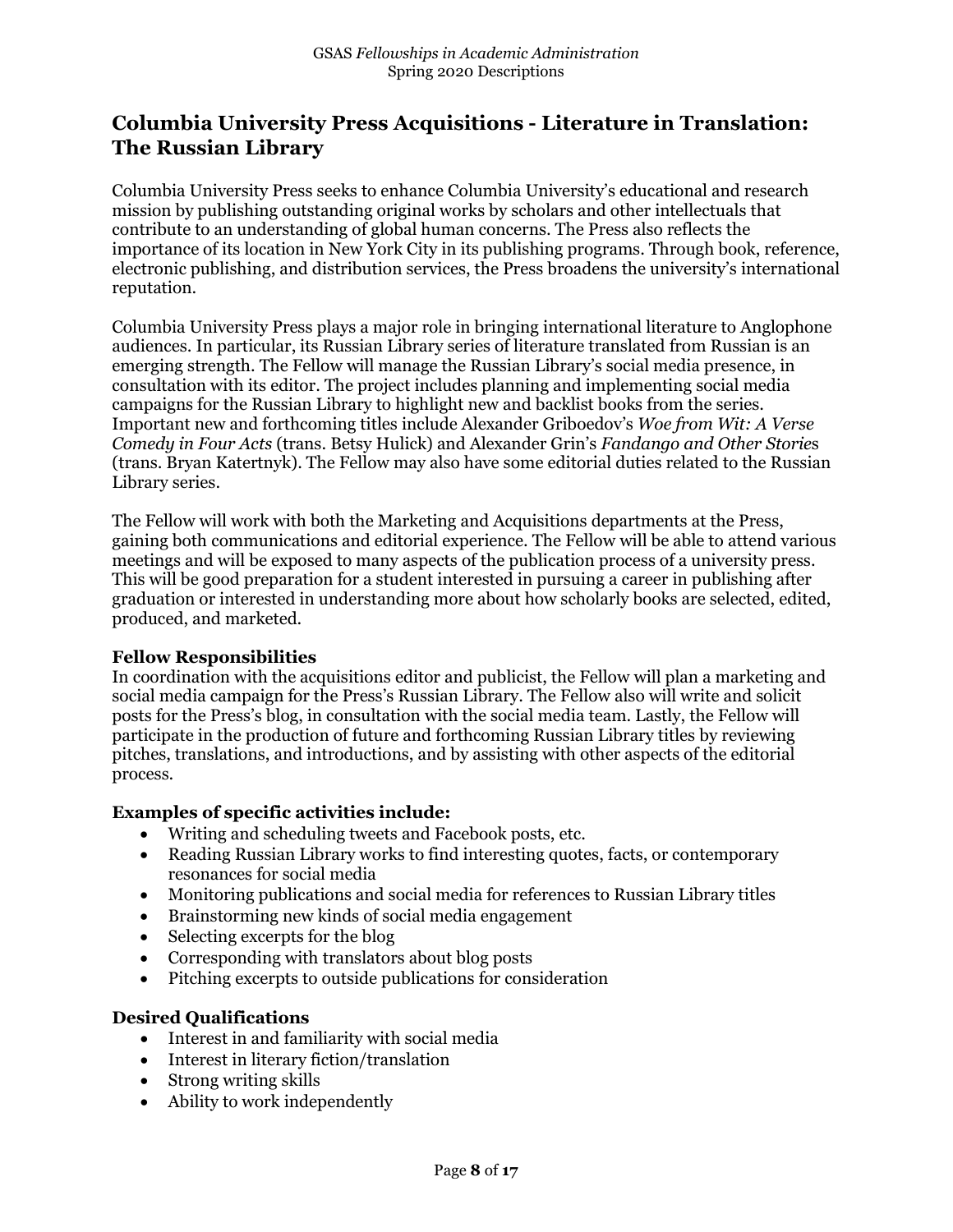## Columbia University Press Acquisitions - Literature in Translation: The Russian Library

Columbia University Press seeks to enhance Columbia University's educational and research mission by publishing outstanding original works by scholars and other intellectuals that contribute to an understanding of global human concerns. The Press also reflects the importance of its location in New York City in its publishing programs. Through book, reference, electronic publishing, and distribution services, the Press broadens the university's international reputation.

Columbia University Press plays a major role in bringing international literature to Anglophone audiences. In particular, its Russian Library series of literature translated from Russian is an emerging strength. The Fellow will manage the Russian Library's social media presence, in consultation with its editor. The project includes planning and implementing social media campaigns for the Russian Library to highlight new and backlist books from the series. Important new and forthcoming titles include Alexander Griboedov's *Woe from Wit: A Verse Comedy in Four Acts* (trans. Betsy Hulick) and Alexander Grin's *Fandango and Other Stories* (trans. Bryan Katertnyk). The Fellow may also have some editorial duties related to the Russian Library series.

The Fellow will work with both the Marketing and Acquisitions departments at the Press, gaining both communications and editorial experience. The Fellow will be able to attend various meetings and will be exposed to many aspects of the publication process of a university press. This will be good preparation for a student interested in pursuing a career in publishing after graduation or interested in understanding more about how scholarly books are selected, edited, produced, and marketed.

**Fellow Responsibilities**

In coordination with the acquisitions editor and publicist, the Fellow will plan a marketing and social media campaign for the Press's Russian Library. The Fellow also will write and solicit posts for the Press's blog, in consultation with the social media team. Lastly, the Fellow will participate in the production of future and forthcoming Russian Library titles by reviewing pitches, translations, and introductions, and by assisting with other aspects of the editorial process.

**Examples of specific activities include:**

- Writing and scheduling tweets and Facebook posts, etc.
- Reading Russian Library works to find interesting quotes, facts, or contemporary resonances for social media
- Monitoring publications and social media for references to Russian Library titles
- Brainstorming new kinds of social media engagement
- Selecting excerpts for the blog
- Corresponding with translators about blog posts
- Pitching excerpts to outside publications for consideration

**Desired Qualifications**

- Interest in and familiarity with social media
- Interest in literary fiction/translation
- Strong writing skills
- Ability to work independently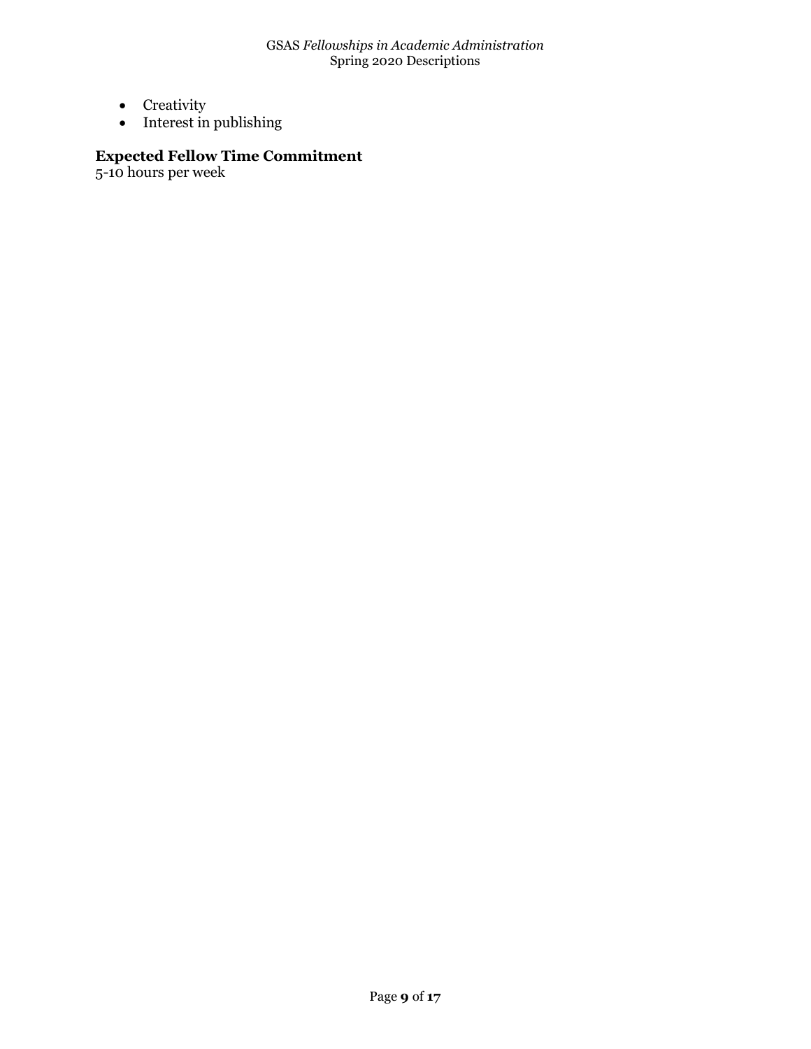- Creativity
- Interest in publishing

**Expected Fellow Time Commitment**
5-10 hours per week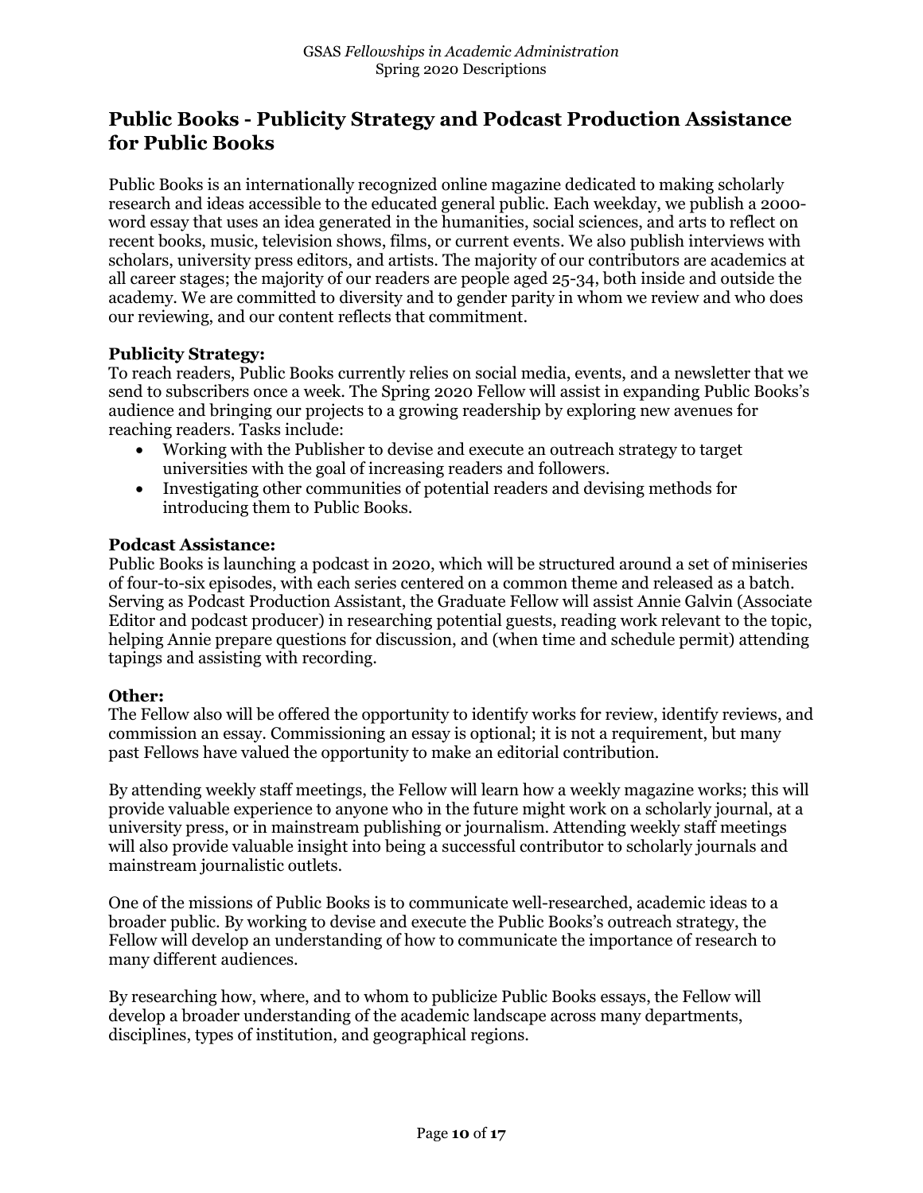## Public Books - Publicity Strategy and Podcast Production Assistance for Public Books

Public Books is an internationally recognized online magazine dedicated to making scholarly research and ideas accessible to the educated general public. Each weekday, we publish a 2000-word essay that uses an idea generated in the humanities, social sciences, and arts to reflect on recent books, music, television shows, films, or current events. We also publish interviews with scholars, university press editors, and artists. The majority of our contributors are academics at all career stages; the majority of our readers are people aged 25-34, both inside and outside the academy. We are committed to diversity and to gender parity in whom we review and who does our reviewing, and our content reflects that commitment.

**Publicity Strategy:**
To reach readers, Public Books currently relies on social media, events, and a newsletter that we send to subscribers once a week. The Spring 2020 Fellow will assist in expanding Public Books's audience and bringing our projects to a growing readership by exploring new avenues for reaching readers. Tasks include:

- Working with the Publisher to devise and execute an outreach strategy to target universities with the goal of increasing readers and followers.
- Investigating other communities of potential readers and devising methods for introducing them to Public Books.

**Podcast Assistance:**
Public Books is launching a podcast in 2020, which will be structured around a set of miniseries of four-to-six episodes, with each series centered on a common theme and released as a batch. Serving as Podcast Production Assistant, the Graduate Fellow will assist Annie Galvin (Associate Editor and podcast producer) in researching potential guests, reading work relevant to the topic, helping Annie prepare questions for discussion, and (when time and schedule permit) attending tapings and assisting with recording.

**Other:**
The Fellow also will be offered the opportunity to identify works for review, identify reviews, and commission an essay. Commissioning an essay is optional; it is not a requirement, but many past Fellows have valued the opportunity to make an editorial contribution.

By attending weekly staff meetings, the Fellow will learn how a weekly magazine works; this will provide valuable experience to anyone who in the future might work on a scholarly journal, at a university press, or in mainstream publishing or journalism. Attending weekly staff meetings will also provide valuable insight into being a successful contributor to scholarly journals and mainstream journalistic outlets.

One of the missions of Public Books is to communicate well-researched, academic ideas to a broader public. By working to devise and execute the Public Books's outreach strategy, the Fellow will develop an understanding of how to communicate the importance of research to many different audiences.

By researching how, where, and to whom to publicize Public Books essays, the Fellow will develop a broader understanding of the academic landscape across many departments, disciplines, types of institution, and geographical regions.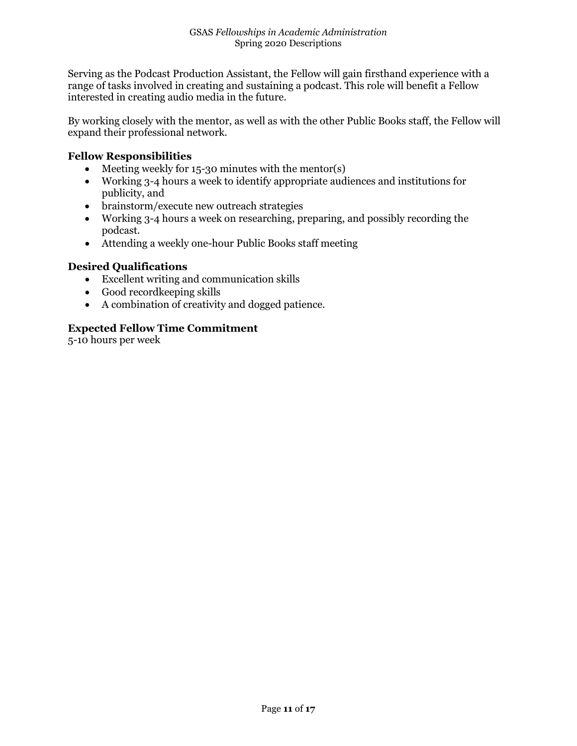Serving as the Podcast Production Assistant, the Fellow will gain firsthand experience with a range of tasks involved in creating and sustaining a podcast. This role will benefit a Fellow interested in creating audio media in the future.

By working closely with the mentor, as well as with the other Public Books staff, the Fellow will expand their professional network.

### Fellow Responsibilities

- Meeting weekly for 15-30 minutes with the mentor(s)
- Working 3-4 hours a week to identify appropriate audiences and institutions for publicity, and
- brainstorm/execute new outreach strategies
- Working 3-4 hours a week on researching, preparing, and possibly recording the podcast.
- Attending a weekly one-hour Public Books staff meeting

### Desired Qualifications

- Excellent writing and communication skills
- Good recordkeeping skills
- A combination of creativity and dogged patience.

### Expected Fellow Time Commitment

5-10 hours per week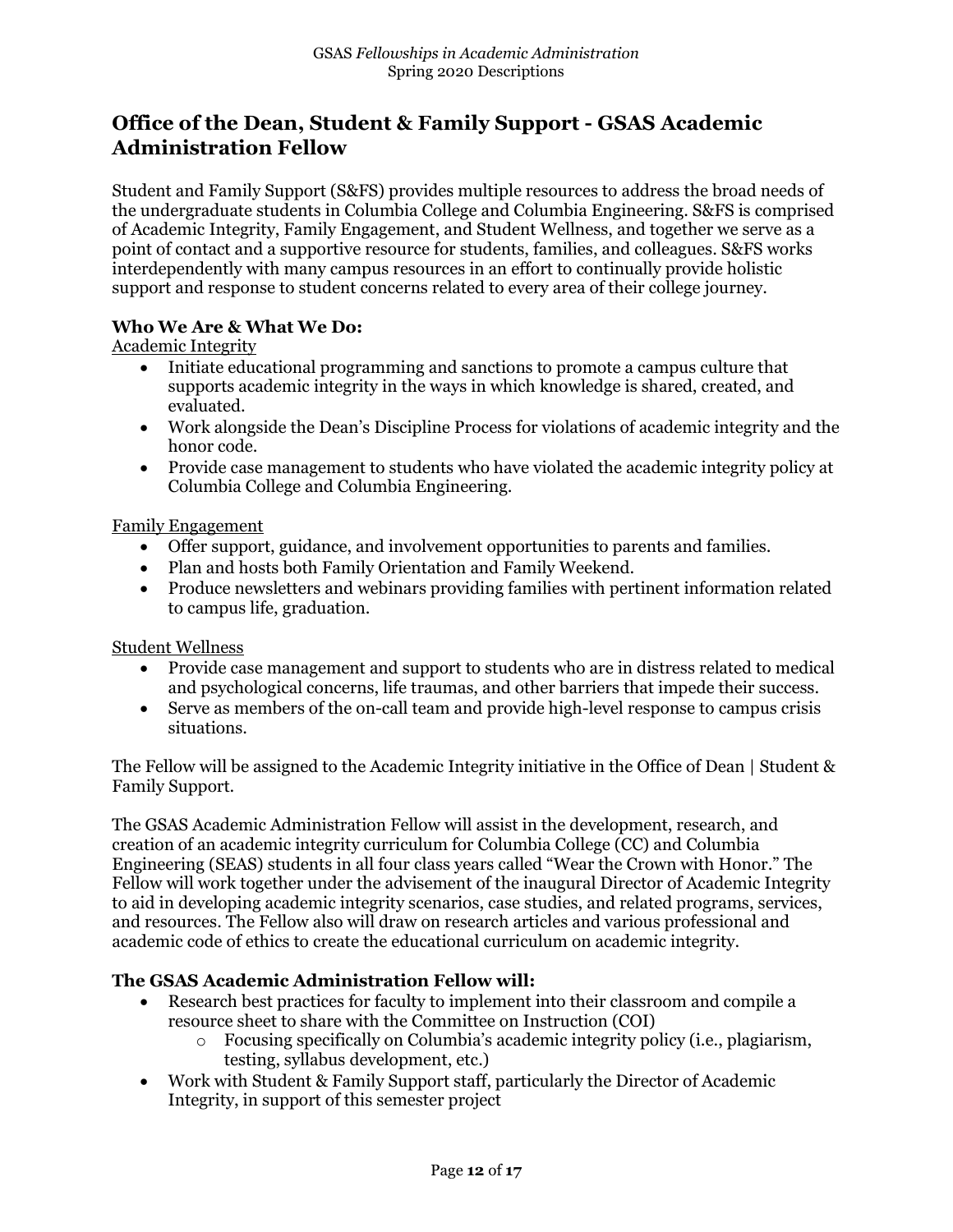## Office of the Dean, Student & Family Support - GSAS Academic Administration Fellow

Student and Family Support (S&FS) provides multiple resources to address the broad needs of the undergraduate students in Columbia College and Columbia Engineering. S&FS is comprised of Academic Integrity, Family Engagement, and Student Wellness, and together we serve as a point of contact and a supportive resource for students, families, and colleagues. S&FS works interdependently with many campus resources in an effort to continually provide holistic support and response to student concerns related to every area of their college journey.

**Who We Are & What We Do:**

<u>Academic Integrity</u>

- Initiate educational programming and sanctions to promote a campus culture that supports academic integrity in the ways in which knowledge is shared, created, and evaluated.
- Work alongside the Dean's Discipline Process for violations of academic integrity and the honor code.
- Provide case management to students who have violated the academic integrity policy at Columbia College and Columbia Engineering.

<u>Family Engagement</u>

- Offer support, guidance, and involvement opportunities to parents and families.
- Plan and hosts both Family Orientation and Family Weekend.
- Produce newsletters and webinars providing families with pertinent information related to campus life, graduation.

<u>Student Wellness</u>

- Provide case management and support to students who are in distress related to medical and psychological concerns, life traumas, and other barriers that impede their success.
- Serve as members of the on-call team and provide high-level response to campus crisis situations.

The Fellow will be assigned to the Academic Integrity initiative in the Office of Dean | Student & Family Support.

The GSAS Academic Administration Fellow will assist in the development, research, and creation of an academic integrity curriculum for Columbia College (CC) and Columbia Engineering (SEAS) students in all four class years called "Wear the Crown with Honor." The Fellow will work together under the advisement of the inaugural Director of Academic Integrity to aid in developing academic integrity scenarios, case studies, and related programs, services, and resources. The Fellow also will draw on research articles and various professional and academic code of ethics to create the educational curriculum on academic integrity.

**The GSAS Academic Administration Fellow will:**

- Research best practices for faculty to implement into their classroom and compile a resource sheet to share with the Committee on Instruction (COI)
  - Focusing specifically on Columbia's academic integrity policy (i.e., plagiarism, testing, syllabus development, etc.)
- Work with Student & Family Support staff, particularly the Director of Academic Integrity, in support of this semester project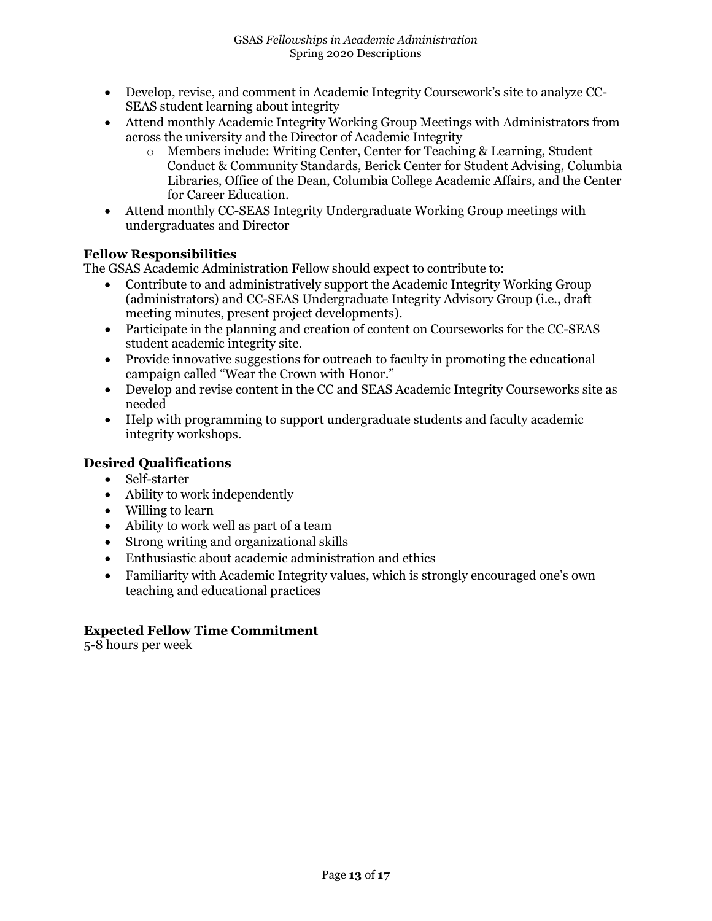- Develop, revise, and comment in Academic Integrity Coursework's site to analyze CC-SEAS student learning about integrity
- Attend monthly Academic Integrity Working Group Meetings with Administrators from across the university and the Director of Academic Integrity
  - Members include: Writing Center, Center for Teaching & Learning, Student Conduct & Community Standards, Berick Center for Student Advising, Columbia Libraries, Office of the Dean, Columbia College Academic Affairs, and the Center for Career Education.
- Attend monthly CC-SEAS Integrity Undergraduate Working Group meetings with undergraduates and Director

### Fellow Responsibilities

The GSAS Academic Administration Fellow should expect to contribute to:

- Contribute to and administratively support the Academic Integrity Working Group (administrators) and CC-SEAS Undergraduate Integrity Advisory Group (i.e., draft meeting minutes, present project developments).
- Participate in the planning and creation of content on Courseworks for the CC-SEAS student academic integrity site.
- Provide innovative suggestions for outreach to faculty in promoting the educational campaign called "Wear the Crown with Honor."
- Develop and revise content in the CC and SEAS Academic Integrity Courseworks site as needed
- Help with programming to support undergraduate students and faculty academic integrity workshops.

### Desired Qualifications

- Self-starter
- Ability to work independently
- Willing to learn
- Ability to work well as part of a team
- Strong writing and organizational skills
- Enthusiastic about academic administration and ethics
- Familiarity with Academic Integrity values, which is strongly encouraged one's own teaching and educational practices

### Expected Fellow Time Commitment

5-8 hours per week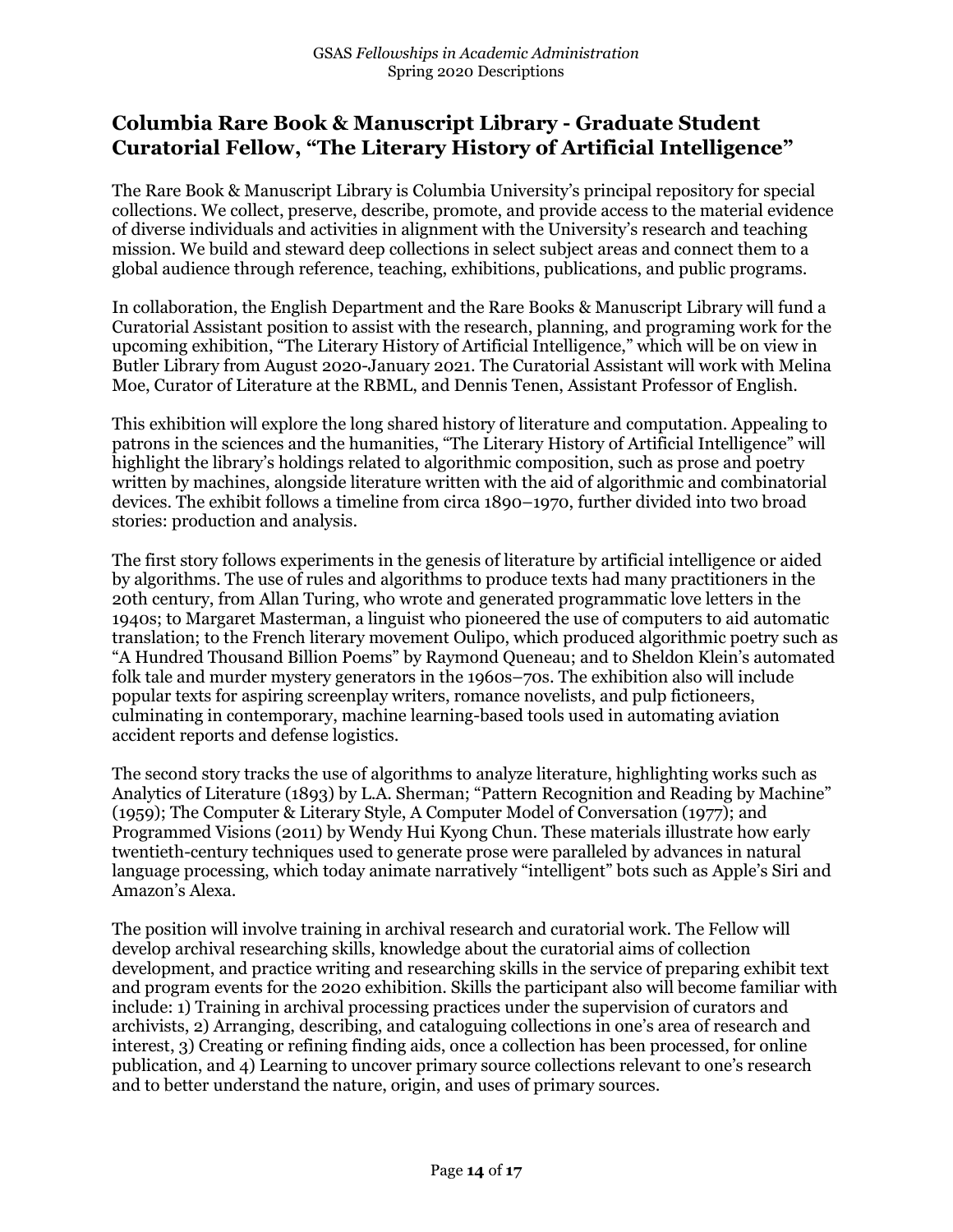## Columbia Rare Book & Manuscript Library - Graduate Student Curatorial Fellow, "The Literary History of Artificial Intelligence"

The Rare Book & Manuscript Library is Columbia University's principal repository for special collections. We collect, preserve, describe, promote, and provide access to the material evidence of diverse individuals and activities in alignment with the University's research and teaching mission. We build and steward deep collections in select subject areas and connect them to a global audience through reference, teaching, exhibitions, publications, and public programs.

In collaboration, the English Department and the Rare Books & Manuscript Library will fund a Curatorial Assistant position to assist with the research, planning, and programing work for the upcoming exhibition, "The Literary History of Artificial Intelligence," which will be on view in Butler Library from August 2020-January 2021. The Curatorial Assistant will work with Melina Moe, Curator of Literature at the RBML, and Dennis Tenen, Assistant Professor of English.

This exhibition will explore the long shared history of literature and computation. Appealing to patrons in the sciences and the humanities, "The Literary History of Artificial Intelligence" will highlight the library's holdings related to algorithmic composition, such as prose and poetry written by machines, alongside literature written with the aid of algorithmic and combinatorial devices. The exhibit follows a timeline from circa 1890–1970, further divided into two broad stories: production and analysis.

The first story follows experiments in the genesis of literature by artificial intelligence or aided by algorithms. The use of rules and algorithms to produce texts had many practitioners in the 20th century, from Allan Turing, who wrote and generated programmatic love letters in the 1940s; to Margaret Masterman, a linguist who pioneered the use of computers to aid automatic translation; to the French literary movement Oulipo, which produced algorithmic poetry such as "A Hundred Thousand Billion Poems" by Raymond Queneau; and to Sheldon Klein's automated folk tale and murder mystery generators in the 1960s–70s. The exhibition also will include popular texts for aspiring screenplay writers, romance novelists, and pulp fictioneers, culminating in contemporary, machine learning-based tools used in automating aviation accident reports and defense logistics.

The second story tracks the use of algorithms to analyze literature, highlighting works such as Analytics of Literature (1893) by L.A. Sherman; "Pattern Recognition and Reading by Machine" (1959); The Computer & Literary Style, A Computer Model of Conversation (1977); and Programmed Visions (2011) by Wendy Hui Kyong Chun. These materials illustrate how early twentieth-century techniques used to generate prose were paralleled by advances in natural language processing, which today animate narratively "intelligent" bots such as Apple's Siri and Amazon's Alexa.

The position will involve training in archival research and curatorial work. The Fellow will develop archival researching skills, knowledge about the curatorial aims of collection development, and practice writing and researching skills in the service of preparing exhibit text and program events for the 2020 exhibition. Skills the participant also will become familiar with include: 1) Training in archival processing practices under the supervision of curators and archivists, 2) Arranging, describing, and cataloguing collections in one's area of research and interest, 3) Creating or refining finding aids, once a collection has been processed, for online publication, and 4) Learning to uncover primary source collections relevant to one's research and to better understand the nature, origin, and uses of primary sources.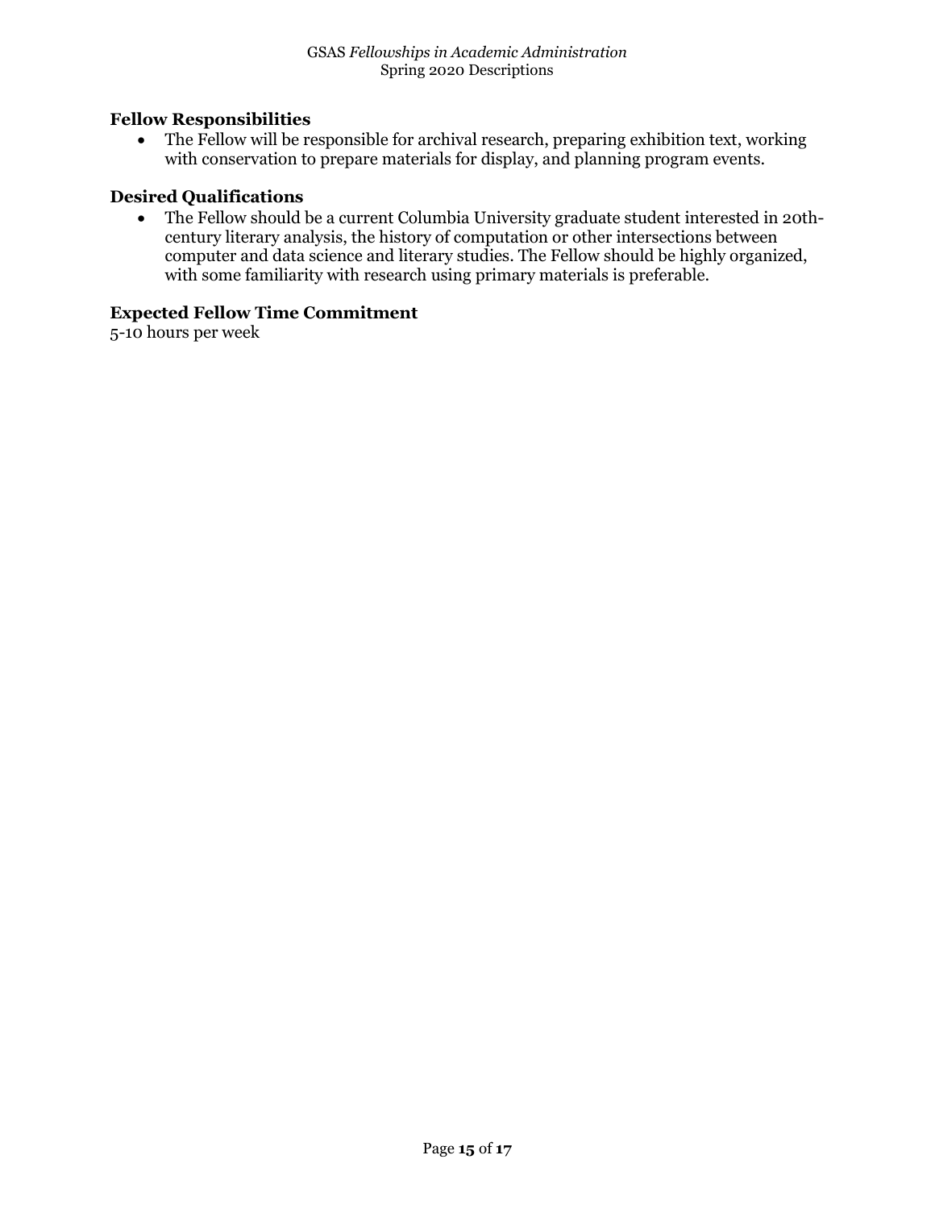### Fellow Responsibilities

- The Fellow will be responsible for archival research, preparing exhibition text, working with conservation to prepare materials for display, and planning program events.

### Desired Qualifications

- The Fellow should be a current Columbia University graduate student interested in 20th-century literary analysis, the history of computation or other intersections between computer and data science and literary studies. The Fellow should be highly organized, with some familiarity with research using primary materials is preferable.

### Expected Fellow Time Commitment

5-10 hours per week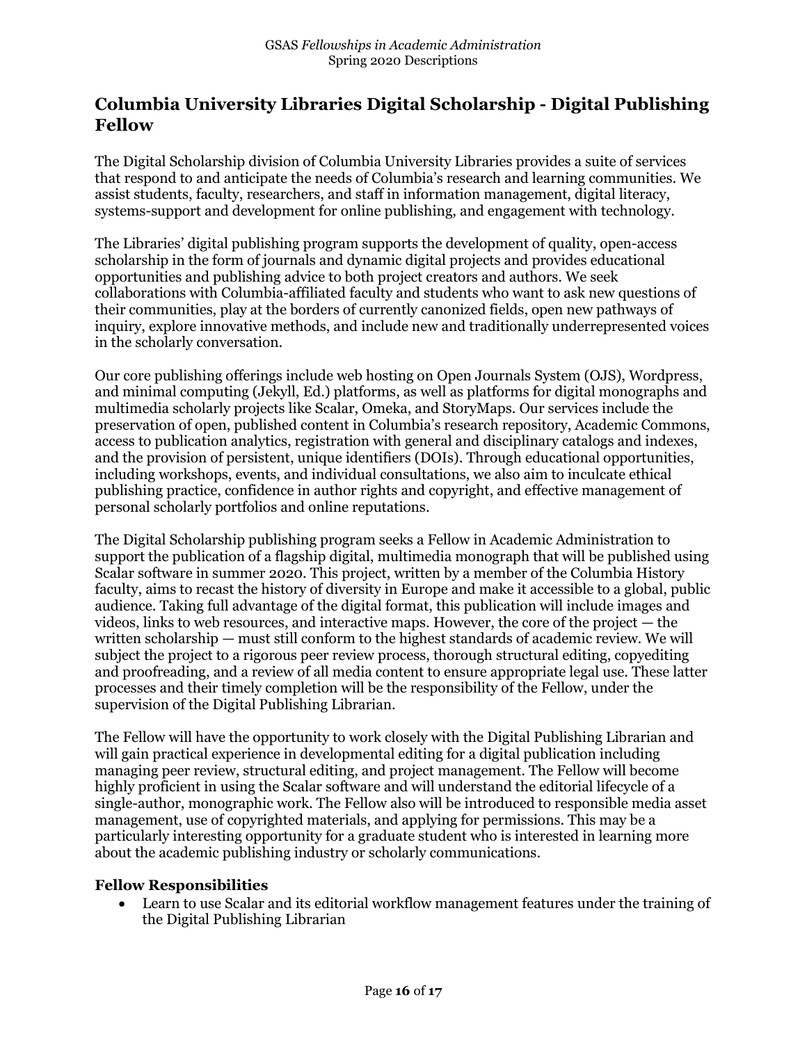## Columbia University Libraries Digital Scholarship - Digital Publishing Fellow

The Digital Scholarship division of Columbia University Libraries provides a suite of services that respond to and anticipate the needs of Columbia's research and learning communities. We assist students, faculty, researchers, and staff in information management, digital literacy, systems-support and development for online publishing, and engagement with technology.

The Libraries' digital publishing program supports the development of quality, open-access scholarship in the form of journals and dynamic digital projects and provides educational opportunities and publishing advice to both project creators and authors. We seek collaborations with Columbia-affiliated faculty and students who want to ask new questions of their communities, play at the borders of currently canonized fields, open new pathways of inquiry, explore innovative methods, and include new and traditionally underrepresented voices in the scholarly conversation.

Our core publishing offerings include web hosting on Open Journals System (OJS), Wordpress, and minimal computing (Jekyll, Ed.) platforms, as well as platforms for digital monographs and multimedia scholarly projects like Scalar, Omeka, and StoryMaps. Our services include the preservation of open, published content in Columbia's research repository, Academic Commons, access to publication analytics, registration with general and disciplinary catalogs and indexes, and the provision of persistent, unique identifiers (DOIs). Through educational opportunities, including workshops, events, and individual consultations, we also aim to inculcate ethical publishing practice, confidence in author rights and copyright, and effective management of personal scholarly portfolios and online reputations.

The Digital Scholarship publishing program seeks a Fellow in Academic Administration to support the publication of a flagship digital, multimedia monograph that will be published using Scalar software in summer 2020. This project, written by a member of the Columbia History faculty, aims to recast the history of diversity in Europe and make it accessible to a global, public audience. Taking full advantage of the digital format, this publication will include images and videos, links to web resources, and interactive maps. However, the core of the project — the written scholarship — must still conform to the highest standards of academic review. We will subject the project to a rigorous peer review process, thorough structural editing, copyediting and proofreading, and a review of all media content to ensure appropriate legal use. These latter processes and their timely completion will be the responsibility of the Fellow, under the supervision of the Digital Publishing Librarian.

The Fellow will have the opportunity to work closely with the Digital Publishing Librarian and will gain practical experience in developmental editing for a digital publication including managing peer review, structural editing, and project management. The Fellow will become highly proficient in using the Scalar software and will understand the editorial lifecycle of a single-author, monographic work. The Fellow also will be introduced to responsible media asset management, use of copyrighted materials, and applying for permissions. This may be a particularly interesting opportunity for a graduate student who is interested in learning more about the academic publishing industry or scholarly communications.

### Fellow Responsibilities

- Learn to use Scalar and its editorial workflow management features under the training of the Digital Publishing Librarian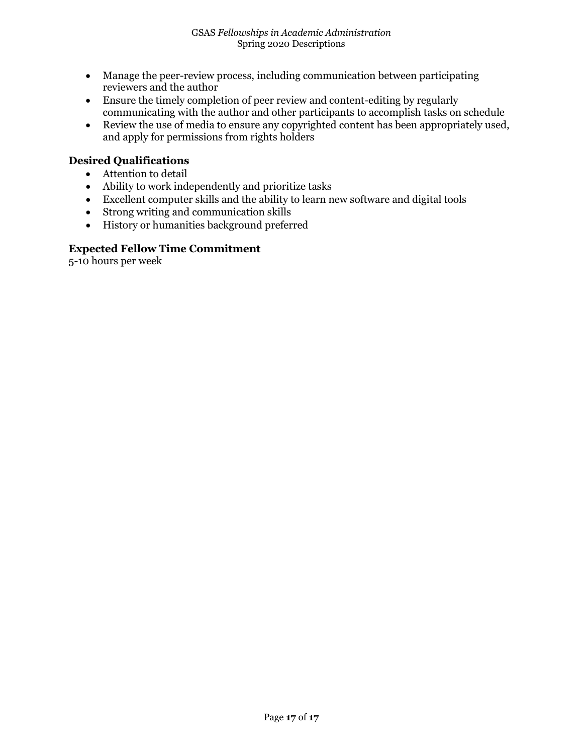- Manage the peer-review process, including communication between participating reviewers and the author
- Ensure the timely completion of peer review and content-editing by regularly communicating with the author and other participants to accomplish tasks on schedule
- Review the use of media to ensure any copyrighted content has been appropriately used, and apply for permissions from rights holders

### Desired Qualifications

- Attention to detail
- Ability to work independently and prioritize tasks
- Excellent computer skills and the ability to learn new software and digital tools
- Strong writing and communication skills
- History or humanities background preferred

### Expected Fellow Time Commitment

5-10 hours per week